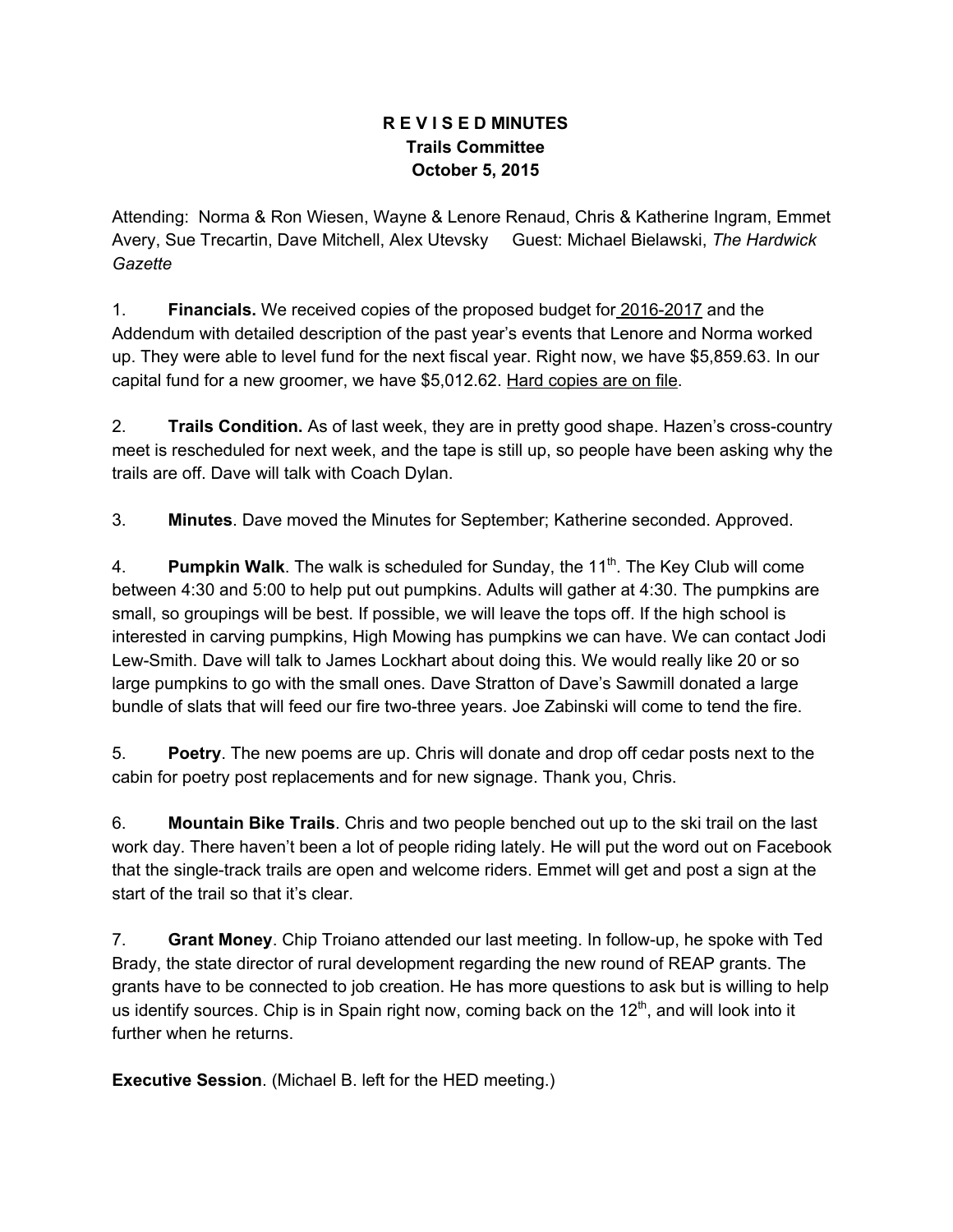**R E V I S E D MINUTES**
**Trails Committee**
**October 5, 2015**

Attending: Norma & Ron Wiesen, Wayne & Lenore Renaud, Chris & Katherine Ingram, Emmet Avery, Sue Trecartin, Dave Mitchell, Alex Utevsky Guest: Michael Bielawski, *The Hardwick Gazette*

1. **Financials.** We received copies of the proposed budget for 2016-2017 and the Addendum with detailed description of the past year's events that Lenore and Norma worked up. They were able to level fund for the next fiscal year. Right now, we have $5,859.63. In our capital fund for a new groomer, we have $5,012.62. Hard copies are on file.

2. **Trails Condition.** As of last week, they are in pretty good shape. Hazen's cross-country meet is rescheduled for next week, and the tape is still up, so people have been asking why the trails are off. Dave will talk with Coach Dylan.

3. **Minutes**. Dave moved the Minutes for September; Katherine seconded. Approved.

4. **Pumpkin Walk**. The walk is scheduled for Sunday, the 11th. The Key Club will come between 4:30 and 5:00 to help put out pumpkins. Adults will gather at 4:30. The pumpkins are small, so groupings will be best. If possible, we will leave the tops off. If the high school is interested in carving pumpkins, High Mowing has pumpkins we can have. We can contact Jodi Lew-Smith. Dave will talk to James Lockhart about doing this. We would really like 20 or so large pumpkins to go with the small ones. Dave Stratton of Dave's Sawmill donated a large bundle of slats that will feed our fire two-three years. Joe Zabinski will come to tend the fire.

5. **Poetry**. The new poems are up. Chris will donate and drop off cedar posts next to the cabin for poetry post replacements and for new signage. Thank you, Chris.

6. **Mountain Bike Trails**. Chris and two people benched out up to the ski trail on the last work day. There haven't been a lot of people riding lately. He will put the word out on Facebook that the single-track trails are open and welcome riders. Emmet will get and post a sign at the start of the trail so that it's clear.

7. **Grant Money**. Chip Troiano attended our last meeting. In follow-up, he spoke with Ted Brady, the state director of rural development regarding the new round of REAP grants. The grants have to be connected to job creation. He has more questions to ask but is willing to help us identify sources. Chip is in Spain right now, coming back on the 12th, and will look into it further when he returns.

**Executive Session**. (Michael B. left for the HED meeting.)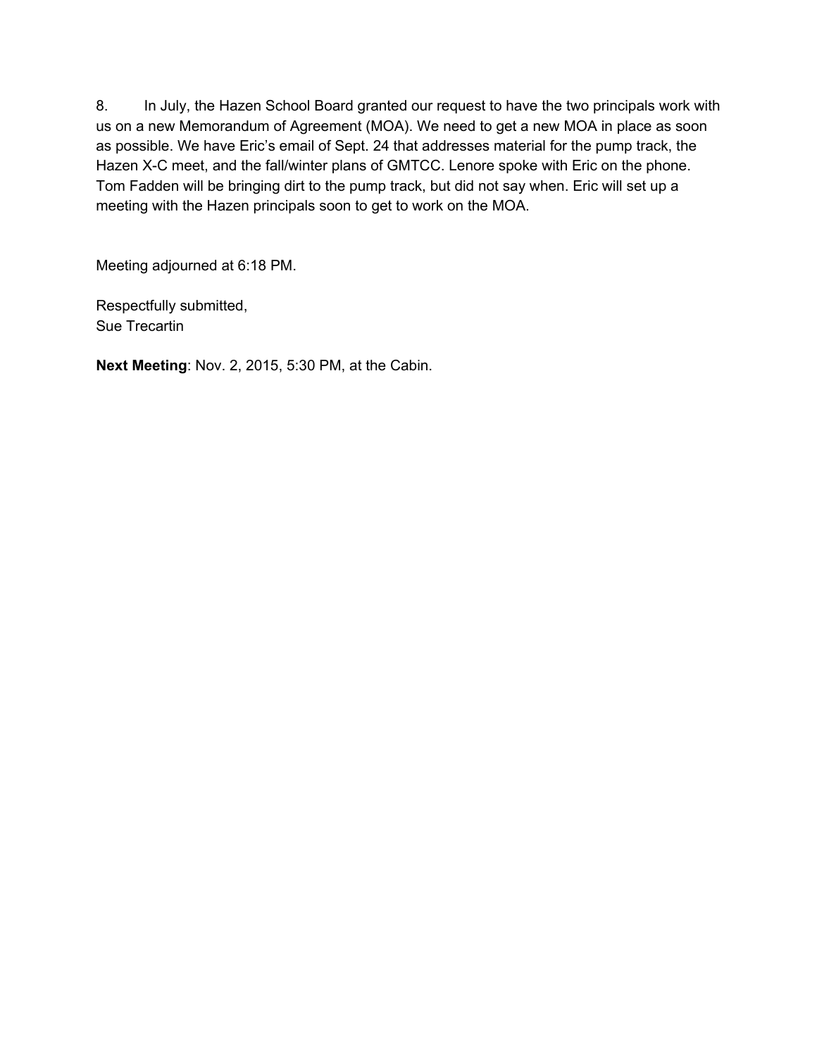8. In July, the Hazen School Board granted our request to have the two principals work with us on a new Memorandum of Agreement (MOA). We need to get a new MOA in place as soon as possible. We have Eric's email of Sept. 24 that addresses material for the pump track, the Hazen X-C meet, and the fall/winter plans of GMTCC. Lenore spoke with Eric on the phone. Tom Fadden will be bringing dirt to the pump track, but did not say when. Eric will set up a meeting with the Hazen principals soon to get to work on the MOA.

Meeting adjourned at 6:18 PM.

Respectfully submitted,
Sue Trecartin

**Next Meeting**: Nov. 2, 2015, 5:30 PM, at the Cabin.